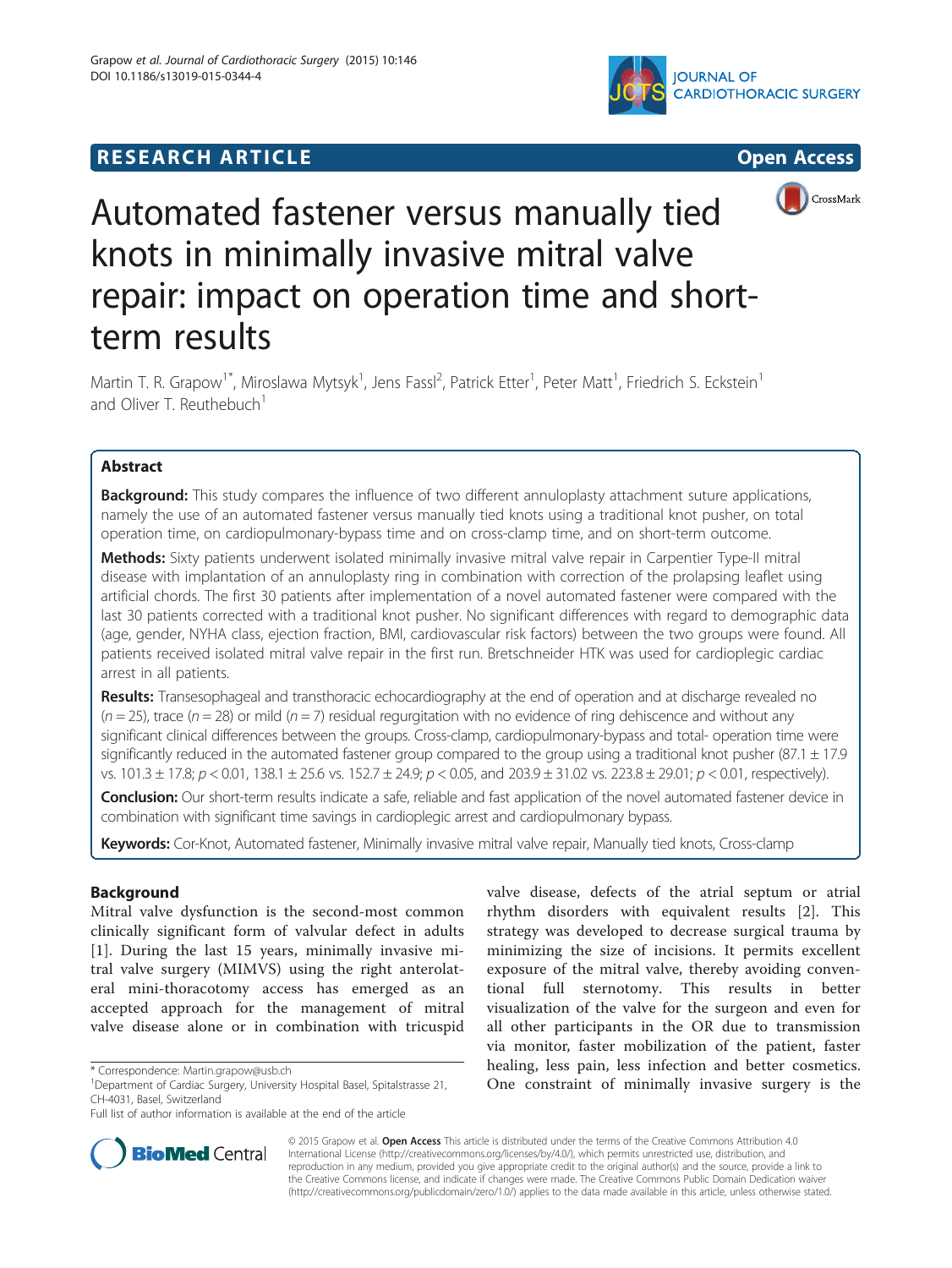RESEARCH ARTICLE

Open Access

# Automated fastener versus manually tied knots in minimally invasive mitral valve repair: impact on operation time and short-term results

Martin T. R. Grapow[1*], Miroslawa Mytsyk[1], Jens Fassl[2], Patrick Etter[1], Peter Matt[1], Friedrich S. Eckstein[1] and Oliver T. Reuthebuch[1]

## Abstract

**Background:** This study compares the influence of two different annuloplasty attachment suture applications, namely the use of an automated fastener versus manually tied knots using a traditional knot pusher, on total operation time, on cardiopulmonary-bypass time and on cross-clamp time, and on short-term outcome.

**Methods:** Sixty patients underwent isolated minimally invasive mitral valve repair in Carpentier Type-II mitral disease with implantation of an annuloplasty ring in combination with correction of the prolapsing leaflet using artificial chords. The first 30 patients after implementation of a novel automated fastener were compared with the last 30 patients corrected with a traditional knot pusher. No significant differences with regard to demographic data (age, gender, NYHA class, ejection fraction, BMI, cardiovascular risk factors) between the two groups were found. All patients received isolated mitral valve repair in the first run. Bretschneider HTK was used for cardioplegic cardiac arrest in all patients.

**Results:** Transesophageal and transthoracic echocardiography at the end of operation and at discharge revealed no ($n = 25$), trace ($n = 28$) or mild ($n = 7$) residual regurgitation with no evidence of ring dehiscence and without any significant clinical differences between the groups. Cross-clamp, cardiopulmonary-bypass and total- operation time were significantly reduced in the automated fastener group compared to the group using a traditional knot pusher (87.1 ± 17.9 vs. 101.3 ± 17.8; $p < 0.01$, 138.1 ± 25.6 vs. 152.7 ± 24.9; $p < 0.05$, and 203.9 ± 31.02 vs. 223.8 ± 29.01; $p < 0.01$, respectively).

**Conclusion:** Our short-term results indicate a safe, reliable and fast application of the novel automated fastener device in combination with significant time savings in cardioplegic arrest and cardiopulmonary bypass.

**Keywords:** Cor-Knot, Automated fastener, Minimally invasive mitral valve repair, Manually tied knots, Cross-clamp

## Background

Mitral valve dysfunction is the second-most common clinically significant form of valvular defect in adults [1]. During the last 15 years, minimally invasive mitral valve surgery (MIMVS) using the right anterolateral mini-thoracotomy access has emerged as an accepted approach for the management of mitral valve disease alone or in combination with tricuspid valve disease, defects of the atrial septum or atrial rhythm disorders with equivalent results [2]. This strategy was developed to decrease surgical trauma by minimizing the size of incisions. It permits excellent exposure of the mitral valve, thereby avoiding conventional full sternotomy. This results in better visualization of the valve for the surgeon and even for all other participants in the OR due to transmission via monitor, faster mobilization of the patient, faster healing, less pain, less infection and better cosmetics. One constraint of minimally invasive surgery is the

\* Correspondence: Martin.grapow@usb.ch
[1]Department of Cardiac Surgery, University Hospital Basel, Spitalstrasse 21, CH-4031, Basel, Switzerland
Full list of author information is available at the end of the article

© 2015 Grapow et al. **Open Access** This article is distributed under the terms of the Creative Commons Attribution 4.0 International License (http://creativecommons.org/licenses/by/4.0/), which permits unrestricted use, distribution, and reproduction in any medium, provided you give appropriate credit to the original author(s) and the source, provide a link to the Creative Commons license, and indicate if changes were made. The Creative Commons Public Domain Dedication waiver (http://creativecommons.org/publicdomain/zero/1.0/) applies to the data made available in this article, unless otherwise stated.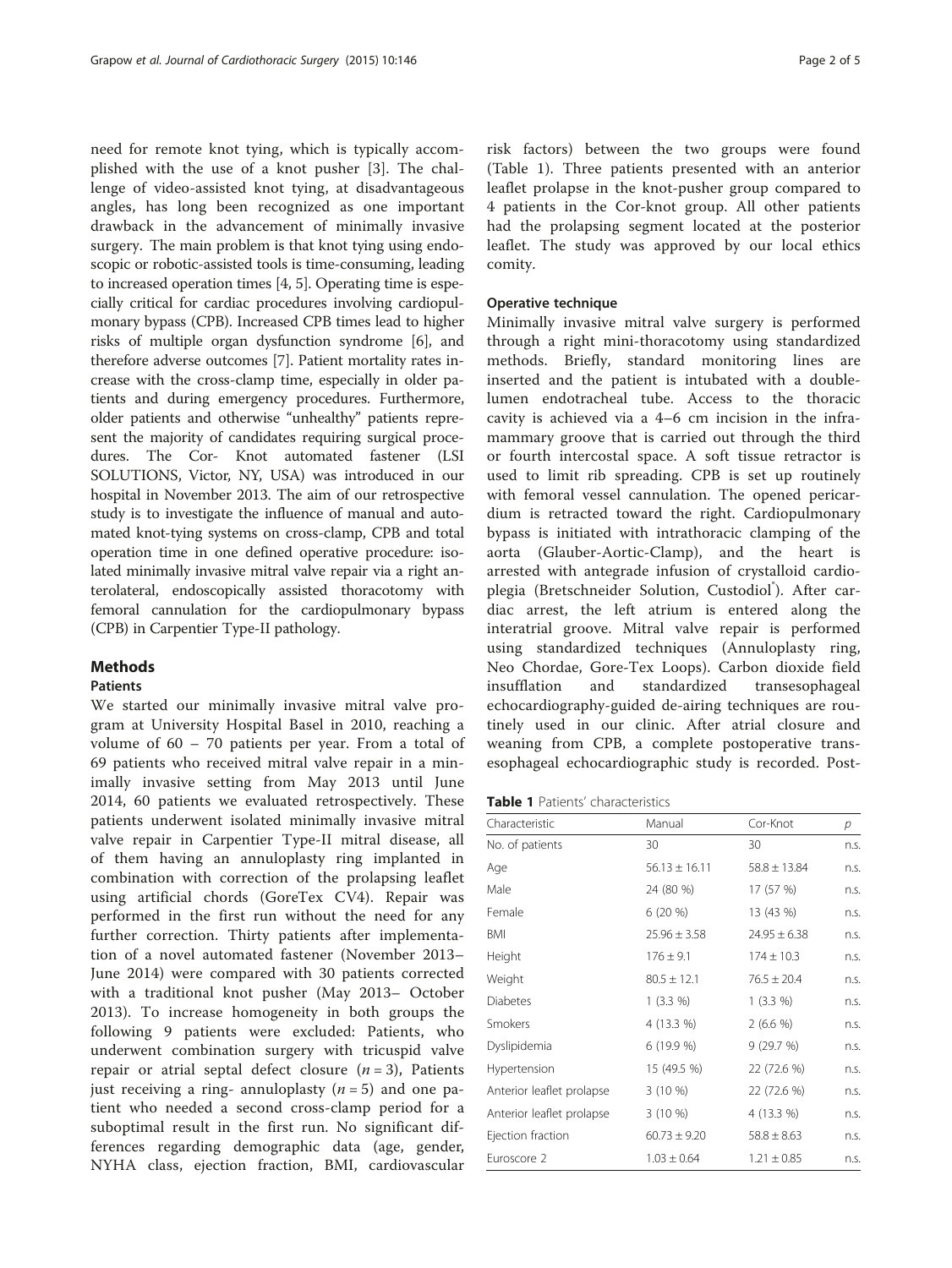need for remote knot tying, which is typically accomplished with the use of a knot pusher [3]. The challenge of video-assisted knot tying, at disadvantageous angles, has long been recognized as one important drawback in the advancement of minimally invasive surgery. The main problem is that knot tying using endoscopic or robotic-assisted tools is time-consuming, leading to increased operation times [4, 5]. Operating time is especially critical for cardiac procedures involving cardiopulmonary bypass (CPB). Increased CPB times lead to higher risks of multiple organ dysfunction syndrome [6], and therefore adverse outcomes [7]. Patient mortality rates increase with the cross-clamp time, especially in older patients and during emergency procedures. Furthermore, older patients and otherwise "unhealthy" patients represent the majority of candidates requiring surgical procedures. The Cor- Knot automated fastener (LSI SOLUTIONS, Victor, NY, USA) was introduced in our hospital in November 2013. The aim of our retrospective study is to investigate the influence of manual and automated knot-tying systems on cross-clamp, CPB and total operation time in one defined operative procedure: isolated minimally invasive mitral valve repair via a right anterolateral, endoscopically assisted thoracotomy with femoral cannulation for the cardiopulmonary bypass (CPB) in Carpentier Type-II pathology.

## Methods

### Patients

We started our minimally invasive mitral valve program at University Hospital Basel in 2010, reaching a volume of 60 – 70 patients per year. From a total of 69 patients who received mitral valve repair in a minimally invasive setting from May 2013 until June 2014, 60 patients we evaluated retrospectively. These patients underwent isolated minimally invasive mitral valve repair in Carpentier Type-II mitral disease, all of them having an annuloplasty ring implanted in combination with correction of the prolapsing leaflet using artificial chords (GoreTex CV4). Repair was performed in the first run without the need for any further correction. Thirty patients after implementation of a novel automated fastener (November 2013– June 2014) were compared with 30 patients corrected with a traditional knot pusher (May 2013– October 2013). To increase homogeneity in both groups the following 9 patients were excluded: Patients, who underwent combination surgery with tricuspid valve repair or atrial septal defect closure ($n = 3$), Patients just receiving a ring- annuloplasty ($n = 5$) and one patient who needed a second cross-clamp period for a suboptimal result in the first run. No significant differences regarding demographic data (age, gender, NYHA class, ejection fraction, BMI, cardiovascular risk factors) between the two groups were found (Table 1). Three patients presented with an anterior leaflet prolapse in the knot-pusher group compared to 4 patients in the Cor-knot group. All other patients had the prolapsing segment located at the posterior leaflet. The study was approved by our local ethics comity.

### Operative technique

Minimally invasive mitral valve surgery is performed through a right mini-thoracotomy using standardized methods. Briefly, standard monitoring lines are inserted and the patient is intubated with a double-lumen endotracheal tube. Access to the thoracic cavity is achieved via a 4–6 cm incision in the inframammary groove that is carried out through the third or fourth intercostal space. A soft tissue retractor is used to limit rib spreading. CPB is set up routinely with femoral vessel cannulation. The opened pericardium is retracted toward the right. Cardiopulmonary bypass is initiated with intrathoracic clamping of the aorta (Glauber-Aortic-Clamp), and the heart is arrested with antegrade infusion of crystalloid cardioplegia (Bretschneider Solution, Custodiol®). After cardiac arrest, the left atrium is entered along the interatrial groove. Mitral valve repair is performed using standardized techniques (Annuloplasty ring, Neo Chordae, Gore-Tex Loops). Carbon dioxide field insufflation and standardized transesophageal echocardiography-guided de-airing techniques are routinely used in our clinic. After atrial closure and weaning from CPB, a complete postoperative transesophageal echocardiographic study is recorded. Post-

**Table 1** Patients' characteristics

| Characteristic | Manual | Cor-Knot | $p$ |
|---|---|---|---|
| No. of patients | 30 | 30 | n.s. |
| Age | 56.13 ± 16.11 | 58.8 ± 13.84 | n.s. |
| Male | 24 (80 %) | 17 (57 %) | n.s. |
| Female | 6 (20 %) | 13 (43 %) | n.s. |
| BMI | 25.96 ± 3.58 | 24.95 ± 6.38 | n.s. |
| Height | 176 ± 9.1 | 174 ± 10.3 | n.s. |
| Weight | 80.5 ± 12.1 | 76.5 ± 20.4 | n.s. |
| Diabetes | 1 (3.3 %) | 1 (3.3 %) | n.s. |
| Smokers | 4 (13.3 %) | 2 (6.6 %) | n.s. |
| Dyslipidemia | 6 (19.9 %) | 9 (29.7 %) | n.s. |
| Hypertension | 15 (49.5 %) | 22 (72.6 %) | n.s. |
| Anterior leaflet prolapse | 3 (10 %) | 22 (72.6 %) | n.s. |
| Anterior leaflet prolapse | 3 (10 %) | 4 (13.3 %) | n.s. |
| Ejection fraction | 60.73 ± 9.20 | 58.8 ± 8.63 | n.s. |
| Euroscore 2 | 1.03 ± 0.64 | 1.21 ± 0.85 | n.s. |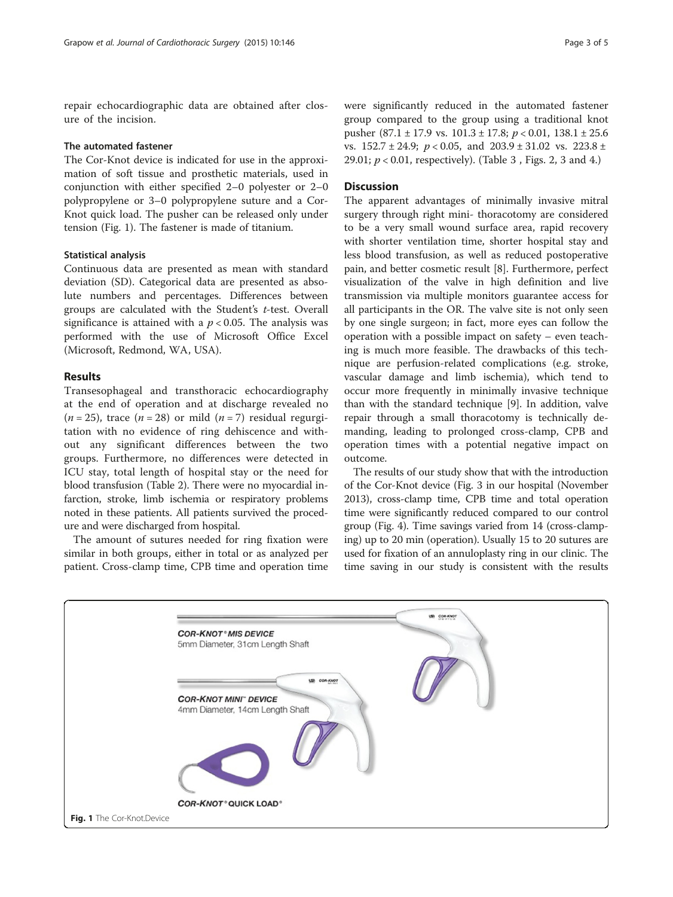repair echocardiographic data are obtained after closure of the incision.

### The automated fastener

The Cor-Knot device is indicated for use in the approximation of soft tissue and prosthetic materials, used in conjunction with either specified 2–0 polyester or 2–0 polypropylene or 3–0 polypropylene suture and a Cor-Knot quick load. The pusher can be released only under tension (Fig. 1). The fastener is made of titanium.

### Statistical analysis

Continuous data are presented as mean with standard deviation (SD). Categorical data are presented as absolute numbers and percentages. Differences between groups are calculated with the Student's *t*-test. Overall significance is attained with a $p < 0.05$. The analysis was performed with the use of Microsoft Office Excel (Microsoft, Redmond, WA, USA).

## Results

Transesophageal and transthoracic echocardiography at the end of operation and at discharge revealed no ($n = 25$), trace ($n = 28$) or mild ($n = 7$) residual regurgitation with no evidence of ring dehiscence and without any significant differences between the two groups. Furthermore, no differences were detected in ICU stay, total length of hospital stay or the need for blood transfusion (Table 2). There were no myocardial infarction, stroke, limb ischemia or respiratory problems noted in these patients. All patients survived the procedure and were discharged from hospital.

The amount of sutures needed for ring fixation were similar in both groups, either in total or as analyzed per patient. Cross-clamp time, CPB time and operation time were significantly reduced in the automated fastener group compared to the group using a traditional knot pusher (87.1 ± 17.9 vs. 101.3 ± 17.8; $p < 0.01$, 138.1 ± 25.6 vs. 152.7 ± 24.9; $p < 0.05$, and 203.9 ± 31.02 vs. 223.8 ± 29.01; $p < 0.01$, respectively). (Table 3 , Figs. 2, 3 and 4.)

## Discussion

The apparent advantages of minimally invasive mitral surgery through right mini- thoracotomy are considered to be a very small wound surface area, rapid recovery with shorter ventilation time, shorter hospital stay and less blood transfusion, as well as reduced postoperative pain, and better cosmetic result [8]. Furthermore, perfect visualization of the valve in high definition and live transmission via multiple monitors guarantee access for all participants in the OR. The valve site is not only seen by one single surgeon; in fact, more eyes can follow the operation with a possible impact on safety – even teaching is much more feasible. The drawbacks of this technique are perfusion-related complications (e.g. stroke, vascular damage and limb ischemia), which tend to occur more frequently in minimally invasive technique than with the standard technique [9]. In addition, valve repair through a small thoracotomy is technically demanding, leading to prolonged cross-clamp, CPB and operation times with a potential negative impact on outcome.

The results of our study show that with the introduction of the Cor-Knot device (Fig. 3 in our hospital (November 2013), cross-clamp time, CPB time and total operation time were significantly reduced compared to our control group (Fig. 4). Time savings varied from 14 (cross-clamping) up to 20 min (operation). Usually 15 to 20 sutures are used for fixation of an annuloplasty ring in our clinic. The time saving in our study is consistent with the results

COR-KNOT® MIS DEVICE
5mm Diameter, 31cm Length Shaft

COR-KNOT MINI™ DEVICE
4mm Diameter, 14cm Length Shaft

COR-KNOT® QUICK LOAD®

**Fig. 1** The Cor-Knot.Device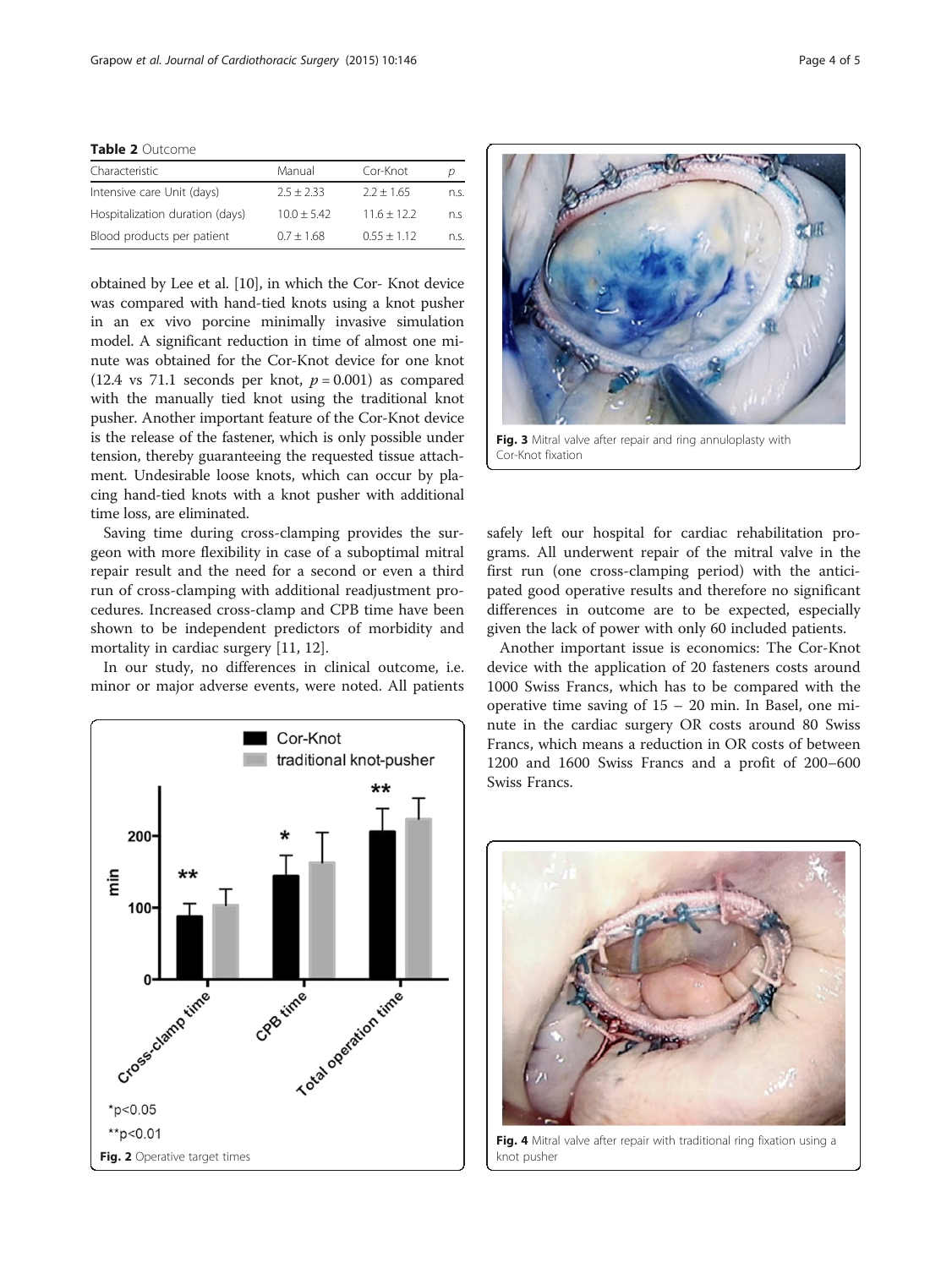**Table 2** Outcome

| Characteristic | Manual | Cor-Knot | p |
|---|---|---|---|
| Intensive care Unit (days) | 2.5 ± 2.33 | 2.2 ± 1.65 | n.s. |
| Hospitalization duration (days) | 10.0 ± 5.42 | 11.6 ± 12.2 | n.s |
| Blood products per patient | 0.7 ± 1.68 | 0.55 ± 1.12 | n.s. |

obtained by Lee et al. [10], in which the Cor- Knot device was compared with hand-tied knots using a knot pusher in an ex vivo porcine minimally invasive simulation model. A significant reduction in time of almost one minute was obtained for the Cor-Knot device for one knot (12.4 vs 71.1 seconds per knot, $p = 0.001$) as compared with the manually tied knot using the traditional knot pusher. Another important feature of the Cor-Knot device is the release of the fastener, which is only possible under tension, thereby guaranteeing the requested tissue attachment. Undesirable loose knots, which can occur by placing hand-tied knots with a knot pusher with additional time loss, are eliminated.

Saving time during cross-clamping provides the surgeon with more flexibility in case of a suboptimal mitral repair result and the need for a second or even a third run of cross-clamping with additional readjustment procedures. Increased cross-clamp and CPB time have been shown to be independent predictors of morbidity and mortality in cardiac surgery [11, 12].

In our study, no differences in clinical outcome, i.e. minor or major adverse events, were noted. All patients safely left our hospital for cardiac rehabilitation programs. All underwent repair of the mitral valve in the first run (one cross-clamping period) with the anticipated good operative results and therefore no significant differences in outcome are to be expected, especially given the lack of power with only 60 included patients.

Another important issue is economics: The Cor-Knot device with the application of 20 fasteners costs around 1000 Swiss Francs, which has to be compared with the operative time saving of 15 – 20 min. In Basel, one minute in the cardiac surgery OR costs around 80 Swiss Francs, which means a reduction in OR costs of between 1200 and 1600 Swiss Francs and a profit of 200–600 Swiss Francs.

**Fig. 2** Operative target times

**Fig. 3** Mitral valve after repair and ring annuloplasty with Cor-Knot fixation

**Fig. 4** Mitral valve after repair with traditional ring fixation using a knot pusher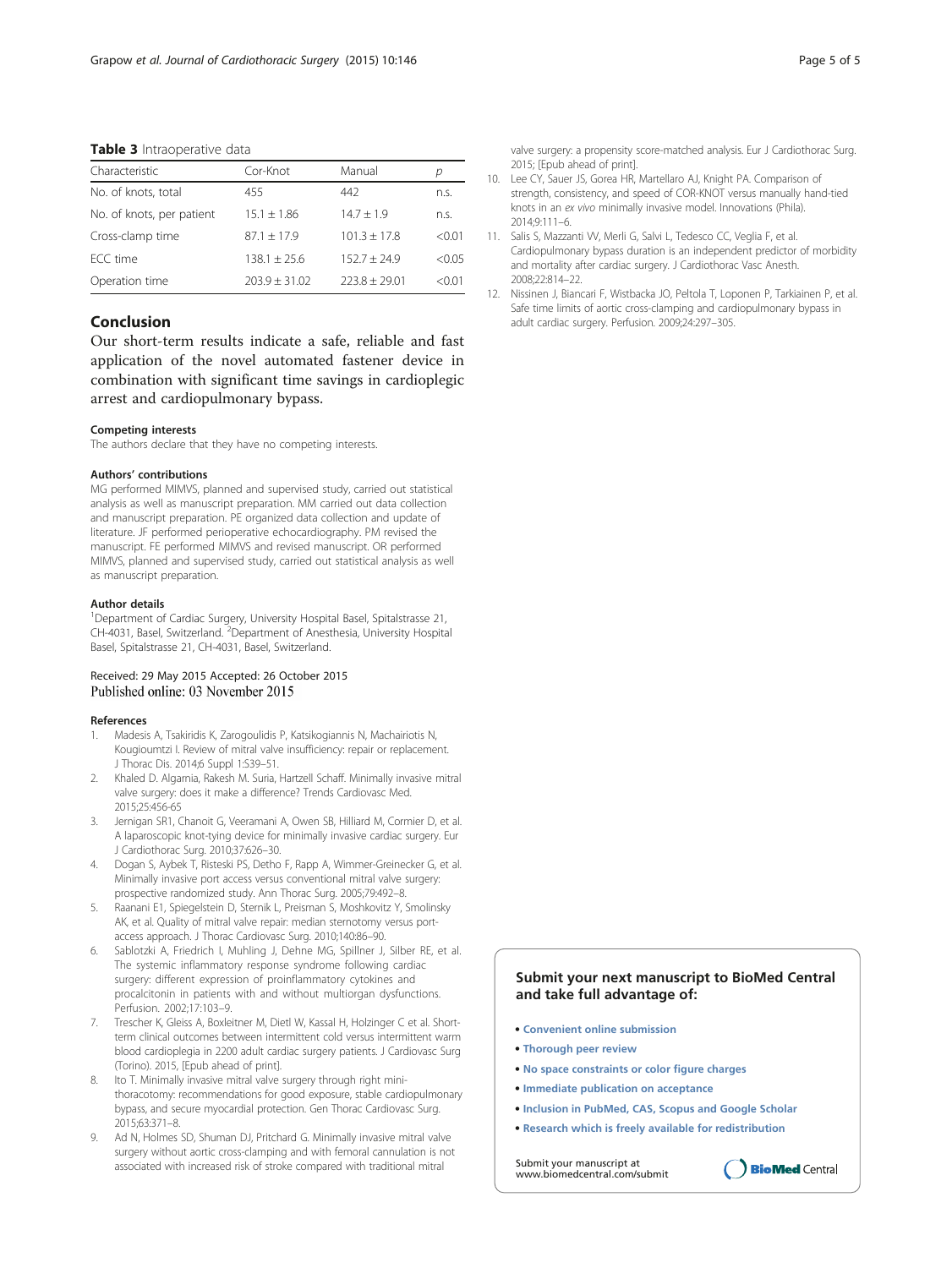**Table 3** Intraoperative data

| Characteristic | Cor-Knot | Manual | p |
|---|---|---|---|
| No. of knots, total | 455 | 442 | n.s. |
| No. of knots, per patient | 15.1 ± 1.86 | 14.7 ± 1.9 | n.s. |
| Cross-clamp time | 87.1 ± 17.9 | 101.3 ± 17.8 | <0.01 |
| ECC time | 138.1 ± 25.6 | 152.7 ± 24.9 | <0.05 |
| Operation time | 203.9 ± 31.02 | 223.8 ± 29.01 | <0.01 |

## Conclusion

Our short-term results indicate a safe, reliable and fast application of the novel automated fastener device in combination with significant time savings in cardioplegic arrest and cardiopulmonary bypass.

#### Competing interests

The authors declare that they have no competing interests.

#### Authors' contributions

MG performed MIMVS, planned and supervised study, carried out statistical analysis as well as manuscript preparation. MM carried out data collection and manuscript preparation. PE organized data collection and update of literature. JF performed perioperative echocardiography. PM revised the manuscript. FE performed MIMVS and revised manuscript. OR performed MIMVS, planned and supervised study, carried out statistical analysis as well as manuscript preparation.

#### Author details

[1]Department of Cardiac Surgery, University Hospital Basel, Spitalstrasse 21, CH-4031, Basel, Switzerland. [2]Department of Anesthesia, University Hospital Basel, Spitalstrasse 21, CH-4031, Basel, Switzerland.

Received: 29 May 2015 Accepted: 26 October 2015
Published online: 03 November 2015

#### References

1. Madesis A, Tsakiridis K, Zarogoulidis P, Katsikogiannis N, Machairiotis N, Kougioumtzi I. Review of mitral valve insufficiency: repair or replacement. J Thorac Dis. 2014;6 Suppl 1:S39–51.
2. Khaled D. Algarnia, Rakesh M. Suria, Hartzell Schaff. Minimally invasive mitral valve surgery: does it make a difference? Trends Cardiovasc Med. 2015;25:456-65
3. Jernigan SR1, Chanoit G, Veeramani A, Owen SB, Hilliard M, Cormier D, et al. A laparoscopic knot-tying device for minimally invasive cardiac surgery. Eur J Cardiothorac Surg. 2010;37:626–30.
4. Dogan S, Aybek T, Risteski PS, Detho F, Rapp A, Wimmer-Greinecker G, et al. Minimally invasive port access versus conventional mitral valve surgery: prospective randomized study. Ann Thorac Surg. 2005;79:492–8.
5. Raanani E1, Spiegelstein D, Sternik L, Preisman S, Moshkovitz Y, Smolinsky AK, et al. Quality of mitral valve repair: median sternotomy versus port-access approach. J Thorac Cardiovasc Surg. 2010;140:86–90.
6. Sablotzki A, Friedrich I, Muhling J, Dehne MG, Spillner J, Silber RE, et al. The systemic inflammatory response syndrome following cardiac surgery: different expression of proinflammatory cytokines and procalcitonin in patients with and without multiorgan dysfunctions. Perfusion. 2002;17:103–9.
7. Trescher K, Gleiss A, Boxleitner M, Dietl W, Kassal H, Holzinger C et al. Short-term clinical outcomes between intermittent cold versus intermittent warm blood cardioplegia in 2200 adult cardiac surgery patients. J Cardiovasc Surg (Torino). 2015, [Epub ahead of print].
8. Ito T. Minimally invasive mitral valve surgery through right mini-thoracotomy: recommendations for good exposure, stable cardiopulmonary bypass, and secure myocardial protection. Gen Thorac Cardiovasc Surg. 2015;63:371–8.
9. Ad N, Holmes SD, Shuman DJ, Pritchard G. Minimally invasive mitral valve surgery without aortic cross-clamping and with femoral cannulation is not associated with increased risk of stroke compared with traditional mitral valve surgery: a propensity score-matched analysis. Eur J Cardiothorac Surg. 2015; [Epub ahead of print].
10. Lee CY, Sauer JS, Gorea HR, Martellaro AJ, Knight PA. Comparison of strength, consistency, and speed of COR-KNOT versus manually hand-tied knots in an *ex vivo* minimally invasive model. Innovations (Phila). 2014;9:111–6.
11. Salis S, Mazzanti VV, Merli G, Salvi L, Tedesco CC, Veglia F, et al. Cardiopulmonary bypass duration is an independent predictor of morbidity and mortality after cardiac surgery. J Cardiothorac Vasc Anesth. 2008;22:814–22.
12. Nissinen J, Biancari F, Wistbacka JO, Peltola T, Loponen P, Tarkiainen P, et al. Safe time limits of aortic cross-clamping and cardiopulmonary bypass in adult cardiac surgery. Perfusion. 2009;24:297–305.

**Submit your next manuscript to BioMed Central and take full advantage of:**

- Convenient online submission
- Thorough peer review
- No space constraints or color figure charges
- Immediate publication on acceptance
- Inclusion in PubMed, CAS, Scopus and Google Scholar
- Research which is freely available for redistribution

Submit your manuscript at
www.biomedcentral.com/submit

BioMed Central